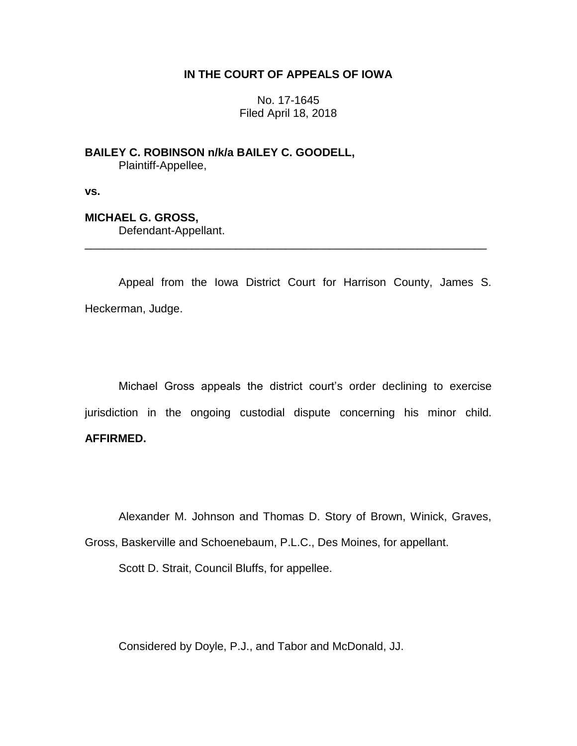**IN THE COURT OF APPEALS OF IOWA**

No. 17-1645
Filed April 18, 2018

**BAILEY C. ROBINSON n/k/a BAILEY C. GOODELL,**
Plaintiff-Appellee,

**vs.**

**MICHAEL G. GROSS,**
Defendant-Appellant.

---

Appeal from the Iowa District Court for Harrison County, James S. Heckerman, Judge.

Michael Gross appeals the district court's order declining to exercise jurisdiction in the ongoing custodial dispute concerning his minor child. **AFFIRMED.**

Alexander M. Johnson and Thomas D. Story of Brown, Winick, Graves, Gross, Baskerville and Schoenebaum, P.L.C., Des Moines, for appellant.

Scott D. Strait, Council Bluffs, for appellee.

Considered by Doyle, P.J., and Tabor and McDonald, JJ.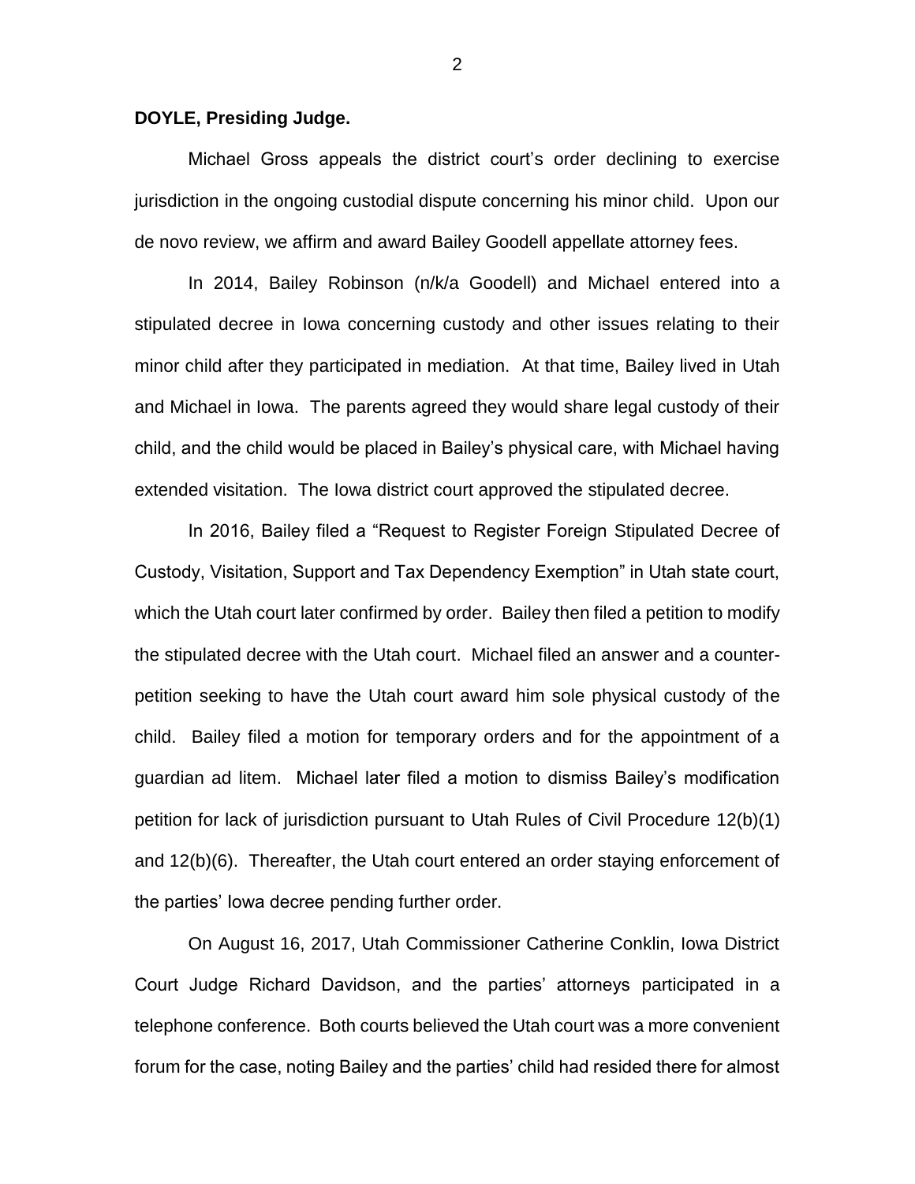**DOYLE, Presiding Judge.**

Michael Gross appeals the district court's order declining to exercise jurisdiction in the ongoing custodial dispute concerning his minor child. Upon our de novo review, we affirm and award Bailey Goodell appellate attorney fees.

In 2014, Bailey Robinson (n/k/a Goodell) and Michael entered into a stipulated decree in Iowa concerning custody and other issues relating to their minor child after they participated in mediation. At that time, Bailey lived in Utah and Michael in Iowa. The parents agreed they would share legal custody of their child, and the child would be placed in Bailey's physical care, with Michael having extended visitation. The Iowa district court approved the stipulated decree.

In 2016, Bailey filed a "Request to Register Foreign Stipulated Decree of Custody, Visitation, Support and Tax Dependency Exemption" in Utah state court, which the Utah court later confirmed by order. Bailey then filed a petition to modify the stipulated decree with the Utah court. Michael filed an answer and a counter-petition seeking to have the Utah court award him sole physical custody of the child. Bailey filed a motion for temporary orders and for the appointment of a guardian ad litem. Michael later filed a motion to dismiss Bailey's modification petition for lack of jurisdiction pursuant to Utah Rules of Civil Procedure 12(b)(1) and 12(b)(6). Thereafter, the Utah court entered an order staying enforcement of the parties' Iowa decree pending further order.

On August 16, 2017, Utah Commissioner Catherine Conklin, Iowa District Court Judge Richard Davidson, and the parties' attorneys participated in a telephone conference. Both courts believed the Utah court was a more convenient forum for the case, noting Bailey and the parties' child had resided there for almost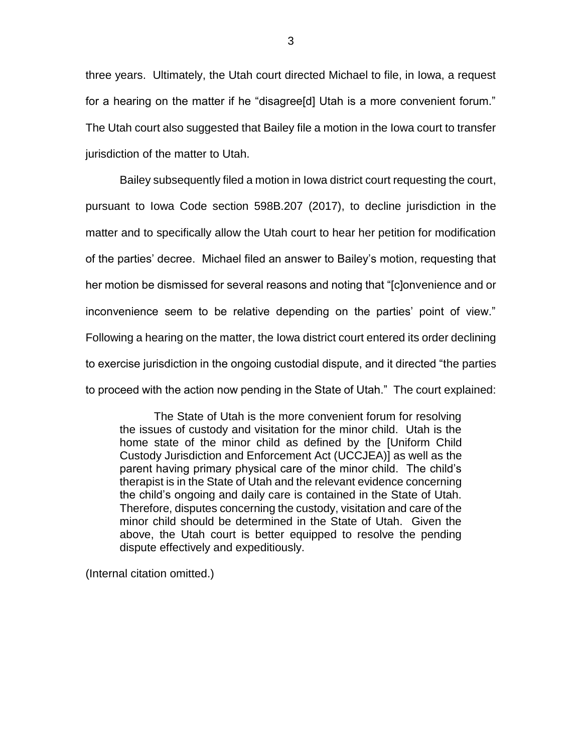three years. Ultimately, the Utah court directed Michael to file, in Iowa, a request for a hearing on the matter if he "disagree[d] Utah is a more convenient forum." The Utah court also suggested that Bailey file a motion in the Iowa court to transfer jurisdiction of the matter to Utah.

Bailey subsequently filed a motion in Iowa district court requesting the court, pursuant to Iowa Code section 598B.207 (2017), to decline jurisdiction in the matter and to specifically allow the Utah court to hear her petition for modification of the parties' decree. Michael filed an answer to Bailey's motion, requesting that her motion be dismissed for several reasons and noting that "[c]onvenience and or inconvenience seem to be relative depending on the parties' point of view." Following a hearing on the matter, the Iowa district court entered its order declining to exercise jurisdiction in the ongoing custodial dispute, and it directed "the parties to proceed with the action now pending in the State of Utah." The court explained:

> The State of Utah is the more convenient forum for resolving the issues of custody and visitation for the minor child. Utah is the home state of the minor child as defined by the [Uniform Child Custody Jurisdiction and Enforcement Act (UCCJEA)] as well as the parent having primary physical care of the minor child. The child's therapist is in the State of Utah and the relevant evidence concerning the child's ongoing and daily care is contained in the State of Utah. Therefore, disputes concerning the custody, visitation and care of the minor child should be determined in the State of Utah. Given the above, the Utah court is better equipped to resolve the pending dispute effectively and expeditiously.

(Internal citation omitted.)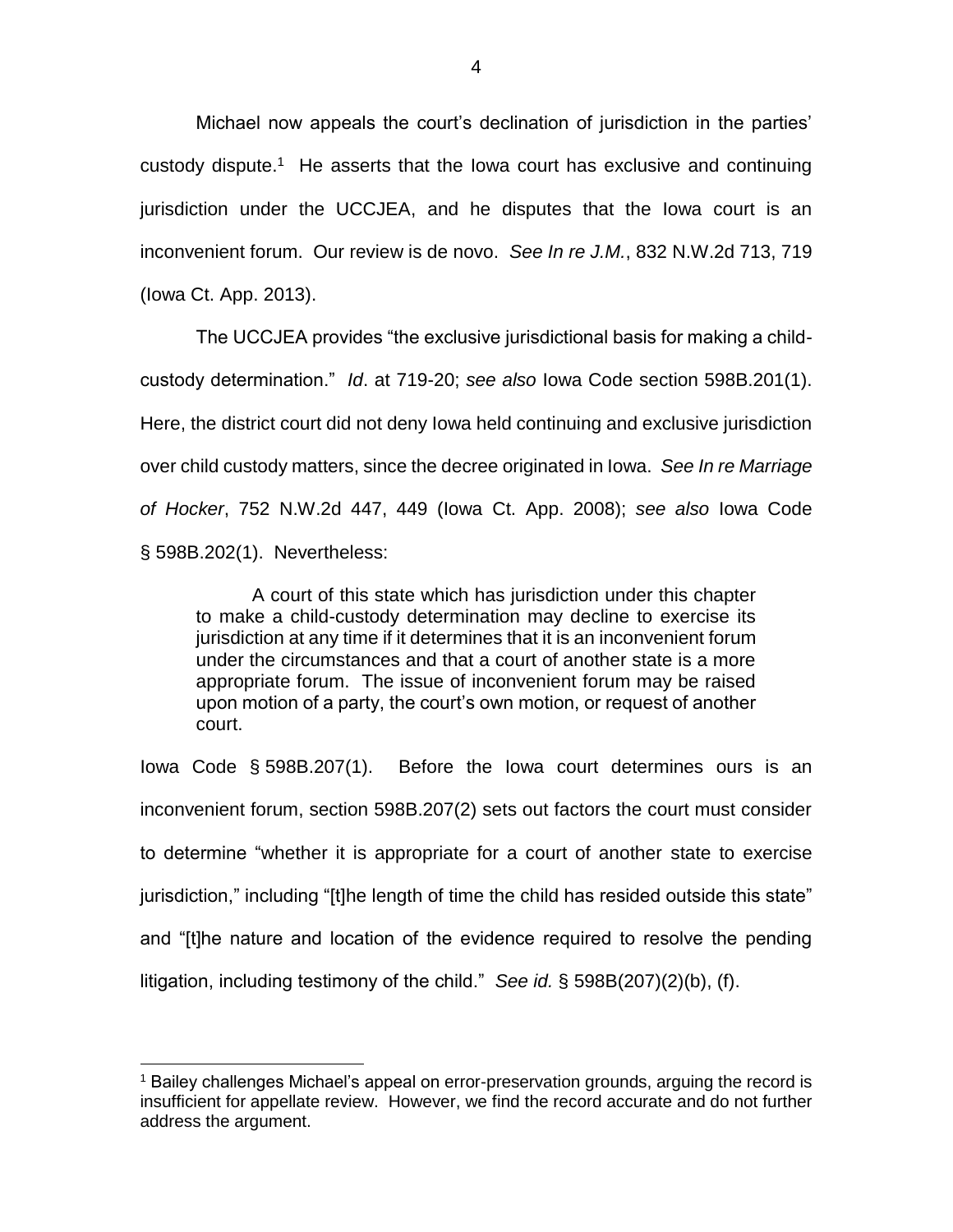Michael now appeals the court's declination of jurisdiction in the parties' custody dispute.[1] He asserts that the Iowa court has exclusive and continuing jurisdiction under the UCCJEA, and he disputes that the Iowa court is an inconvenient forum. Our review is de novo. *See In re J.M.*, 832 N.W.2d 713, 719 (Iowa Ct. App. 2013).

The UCCJEA provides "the exclusive jurisdictional basis for making a child-custody determination." *Id*. at 719-20; *see also* Iowa Code section 598B.201(1). Here, the district court did not deny Iowa held continuing and exclusive jurisdiction over child custody matters, since the decree originated in Iowa. *See In re Marriage of Hocker*, 752 N.W.2d 447, 449 (Iowa Ct. App. 2008); *see also* Iowa Code § 598B.202(1). Nevertheless:

> A court of this state which has jurisdiction under this chapter to make a child-custody determination may decline to exercise its jurisdiction at any time if it determines that it is an inconvenient forum under the circumstances and that a court of another state is a more appropriate forum. The issue of inconvenient forum may be raised upon motion of a party, the court's own motion, or request of another court.

Iowa Code § 598B.207(1). Before the Iowa court determines ours is an inconvenient forum, section 598B.207(2) sets out factors the court must consider to determine "whether it is appropriate for a court of another state to exercise jurisdiction," including "[t]he length of time the child has resided outside this state" and "[t]he nature and location of the evidence required to resolve the pending litigation, including testimony of the child." *See id.* § 598B(207)(2)(b), (f).

[1] Bailey challenges Michael's appeal on error-preservation grounds, arguing the record is insufficient for appellate review. However, we find the record accurate and do not further address the argument.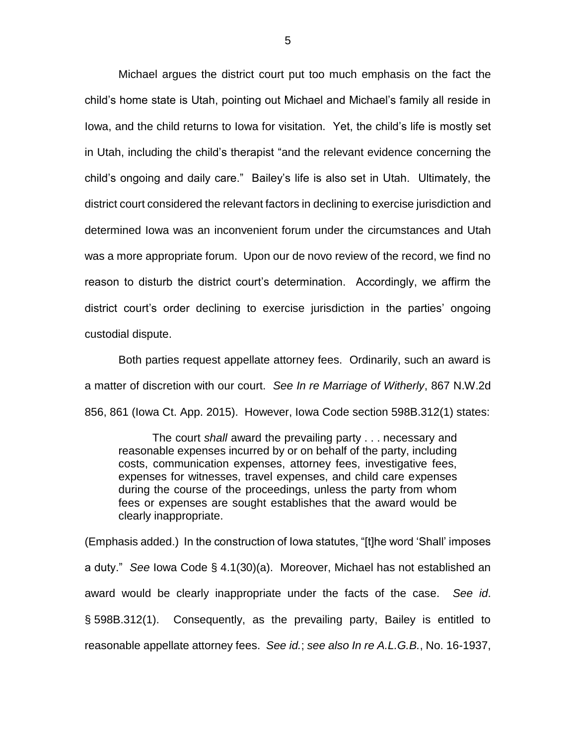Michael argues the district court put too much emphasis on the fact the child's home state is Utah, pointing out Michael and Michael's family all reside in Iowa, and the child returns to Iowa for visitation. Yet, the child's life is mostly set in Utah, including the child's therapist "and the relevant evidence concerning the child's ongoing and daily care." Bailey's life is also set in Utah. Ultimately, the district court considered the relevant factors in declining to exercise jurisdiction and determined Iowa was an inconvenient forum under the circumstances and Utah was a more appropriate forum. Upon our de novo review of the record, we find no reason to disturb the district court's determination. Accordingly, we affirm the district court's order declining to exercise jurisdiction in the parties' ongoing custodial dispute.

Both parties request appellate attorney fees. Ordinarily, such an award is a matter of discretion with our court. *See In re Marriage of Witherly*, 867 N.W.2d 856, 861 (Iowa Ct. App. 2015). However, Iowa Code section 598B.312(1) states:

> The court *shall* award the prevailing party . . . necessary and reasonable expenses incurred by or on behalf of the party, including costs, communication expenses, attorney fees, investigative fees, expenses for witnesses, travel expenses, and child care expenses during the course of the proceedings, unless the party from whom fees or expenses are sought establishes that the award would be clearly inappropriate.

(Emphasis added.) In the construction of Iowa statutes, "[t]he word 'Shall' imposes a duty." *See* Iowa Code § 4.1(30)(a). Moreover, Michael has not established an award would be clearly inappropriate under the facts of the case. *See id*. § 598B.312(1). Consequently, as the prevailing party, Bailey is entitled to reasonable appellate attorney fees. *See id.*; *see also In re A.L.G.B.*, No. 16-1937,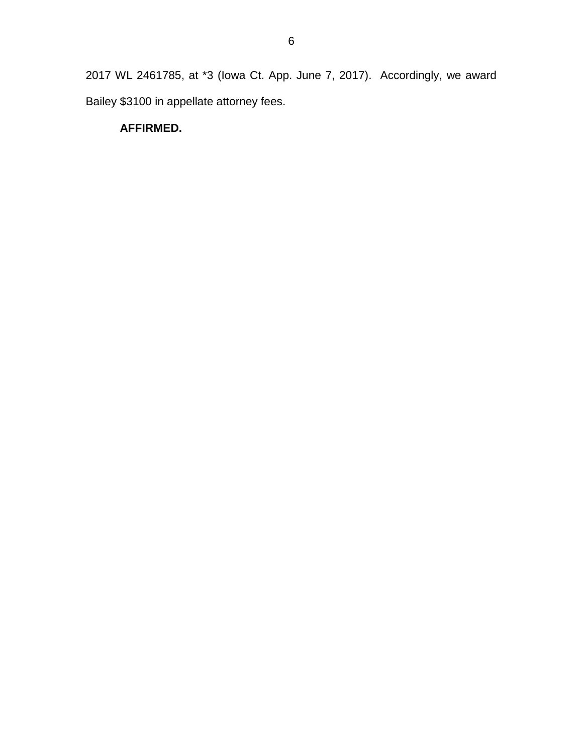2017 WL 2461785, at *3 (Iowa Ct. App. June 7, 2017). Accordingly, we award Bailey $3100 in appellate attorney fees.

**AFFIRMED.**